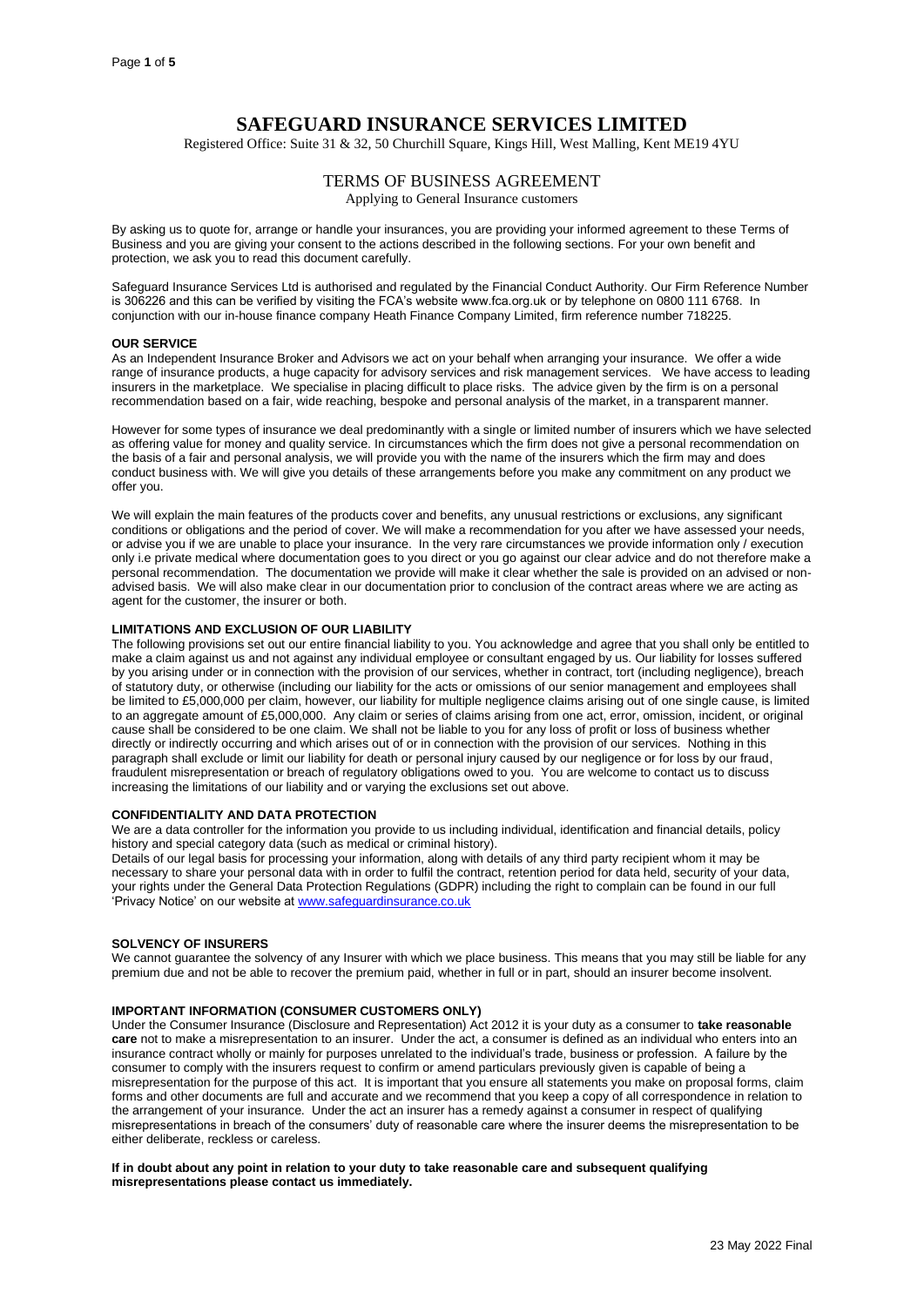# SAFEGUARD INSURANCE SERVICES LIMITED

Registered Office: Suite 31 & 32, 50 Churchill Square, Kings Hill, West Malling, Kent ME19 4YU

## TERMS OF BUSINESS AGREEMENT

Applying to General Insurance customers

By asking us to quote for, arrange or handle your insurances, you are providing your informed agreement to these Terms of Business and you are giving your consent to the actions described in the following sections. For your own benefit and protection, we ask you to read this document carefully.

Safeguard Insurance Services Ltd is authorised and regulated by the Financial Conduct Authority. Our Firm Reference Number is 306226 and this can be verified by visiting the FCA's website www.fca.org.uk or by telephone on 0800 111 6768. In conjunction with our in-house finance company Heath Finance Company Limited, firm reference number 718225.

### OUR SERVICE

As an Independent Insurance Broker and Advisors we act on your behalf when arranging your insurance. We offer a wide range of insurance products, a huge capacity for advisory services and risk management services. We have access to leading insurers in the marketplace. We specialise in placing difficult to place risks. The advice given by the firm is on a personal recommendation based on a fair, wide reaching, bespoke and personal analysis of the market, in a transparent manner.

However for some types of insurance we deal predominantly with a single or limited number of insurers which we have selected as offering value for money and quality service. In circumstances which the firm does not give a personal recommendation on the basis of a fair and personal analysis, we will provide you with the name of the insurers which the firm may and does conduct business with. We will give you details of these arrangements before you make any commitment on any product we offer you.

We will explain the main features of the products cover and benefits, any unusual restrictions or exclusions, any significant conditions or obligations and the period of cover. We will make a recommendation for you after we have assessed your needs, or advise you if we are unable to place your insurance. In the very rare circumstances we provide information only / execution only i.e private medical where documentation goes to you direct or you go against our clear advice and do not therefore make a personal recommendation. The documentation we provide will make it clear whether the sale is provided on an advised or non-advised basis. We will also make clear in our documentation prior to conclusion of the contract areas where we are acting as agent for the customer, the insurer or both.

### LIMITATIONS AND EXCLUSION OF OUR LIABILITY

The following provisions set out our entire financial liability to you. You acknowledge and agree that you shall only be entitled to make a claim against us and not against any individual employee or consultant engaged by us. Our liability for losses suffered by you arising under or in connection with the provision of our services, whether in contract, tort (including negligence), breach of statutory duty, or otherwise (including our liability for the acts or omissions of our senior management and employees shall be limited to £5,000,000 per claim, however, our liability for multiple negligence claims arising out of one single cause, is limited to an aggregate amount of £5,000,000. Any claim or series of claims arising from one act, error, omission, incident, or original cause shall be considered to be one claim. We shall not be liable to you for any loss of profit or loss of business whether directly or indirectly occurring and which arises out of or in connection with the provision of our services. Nothing in this paragraph shall exclude or limit our liability for death or personal injury caused by our negligence or for loss by our fraud, fraudulent misrepresentation or breach of regulatory obligations owed to you. You are welcome to contact us to discuss increasing the limitations of our liability and or varying the exclusions set out above.

### CONFIDENTIALITY AND DATA PROTECTION

We are a data controller for the information you provide to us including individual, identification and financial details, policy history and special category data (such as medical or criminal history).

Details of our legal basis for processing your information, along with details of any third party recipient whom it may be necessary to share your personal data with in order to fulfil the contract, retention period for data held, security of your data, your rights under the General Data Protection Regulations (GDPR) including the right to complain can be found in our full 'Privacy Notice' on our website at www.safeguardinsurance.co.uk

### SOLVENCY OF INSURERS

We cannot guarantee the solvency of any Insurer with which we place business. This means that you may still be liable for any premium due and not be able to recover the premium paid, whether in full or in part, should an insurer become insolvent.

### IMPORTANT INFORMATION (CONSUMER CUSTOMERS ONLY)

Under the Consumer Insurance (Disclosure and Representation) Act 2012 it is your duty as a consumer to **take reasonable care** not to make a misrepresentation to an insurer. Under the act, a consumer is defined as an individual who enters into an insurance contract wholly or mainly for purposes unrelated to the individual's trade, business or profession. A failure by the consumer to comply with the insurers request to confirm or amend particulars previously given is capable of being a misrepresentation for the purpose of this act. It is important that you ensure all statements you make on proposal forms, claim forms and other documents are full and accurate and we recommend that you keep a copy of all correspondence in relation to the arrangement of your insurance. Under the act an insurer has a remedy against a consumer in respect of qualifying misrepresentations in breach of the consumers' duty of reasonable care where the insurer deems the misrepresentation to be either deliberate, reckless or careless.

**If in doubt about any point in relation to your duty to take reasonable care and subsequent qualifying misrepresentations please contact us immediately.**

23 May 2022 Final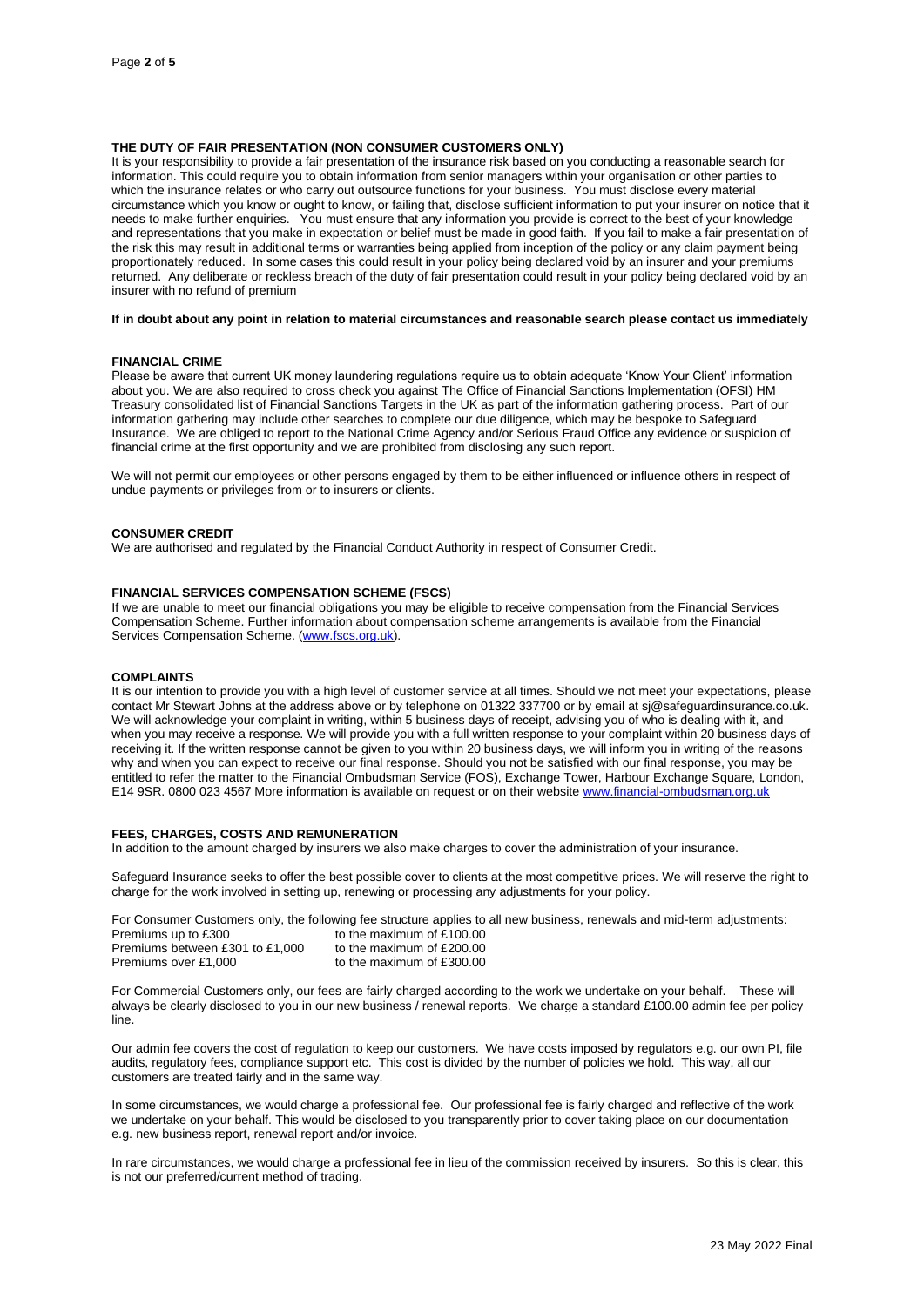## THE DUTY OF FAIR PRESENTATION (NON CONSUMER CUSTOMERS ONLY)

It is your responsibility to provide a fair presentation of the insurance risk based on you conducting a reasonable search for information. This could require you to obtain information from senior managers within your organisation or other parties to which the insurance relates or who carry out outsource functions for your business. You must disclose every material circumstance which you know or ought to know, or failing that, disclose sufficient information to put your insurer on notice that it needs to make further enquiries. You must ensure that any information you provide is correct to the best of your knowledge and representations that you make in expectation or belief must be made in good faith. If you fail to make a fair presentation of the risk this may result in additional terms or warranties being applied from inception of the policy or any claim payment being proportionately reduced. In some cases this could result in your policy being declared void by an insurer and your premiums returned. Any deliberate or reckless breach of the duty of fair presentation could result in your policy being declared void by an insurer with no refund of premium

**If in doubt about any point in relation to material circumstances and reasonable search please contact us immediately**

## FINANCIAL CRIME

Please be aware that current UK money laundering regulations require us to obtain adequate 'Know Your Client' information about you. We are also required to cross check you against The Office of Financial Sanctions Implementation (OFSI) HM Treasury consolidated list of Financial Sanctions Targets in the UK as part of the information gathering process. Part of our information gathering may include other searches to complete our due diligence, which may be bespoke to Safeguard Insurance. We are obliged to report to the National Crime Agency and/or Serious Fraud Office any evidence or suspicion of financial crime at the first opportunity and we are prohibited from disclosing any such report.

We will not permit our employees or other persons engaged by them to be either influenced or influence others in respect of undue payments or privileges from or to insurers or clients.

## CONSUMER CREDIT

We are authorised and regulated by the Financial Conduct Authority in respect of Consumer Credit.

## FINANCIAL SERVICES COMPENSATION SCHEME (FSCS)

If we are unable to meet our financial obligations you may be eligible to receive compensation from the Financial Services Compensation Scheme. Further information about compensation scheme arrangements is available from the Financial Services Compensation Scheme. (www.fscs.org.uk).

## COMPLAINTS

It is our intention to provide you with a high level of customer service at all times. Should we not meet your expectations, please contact Mr Stewart Johns at the address above or by telephone on 01322 337700 or by email at sj@safeguardinsurance.co.uk. We will acknowledge your complaint in writing, within 5 business days of receipt, advising you of who is dealing with it, and when you may receive a response. We will provide you with a full written response to your complaint within 20 business days of receiving it. If the written response cannot be given to you within 20 business days, we will inform you in writing of the reasons why and when you can expect to receive our final response. Should you not be satisfied with our final response, you may be entitled to refer the matter to the Financial Ombudsman Service (FOS), Exchange Tower, Harbour Exchange Square, London, E14 9SR. 0800 023 4567 More information is available on request or on their website www.financial-ombudsman.org.uk

## FEES, CHARGES, COSTS AND REMUNERATION

In addition to the amount charged by insurers we also make charges to cover the administration of your insurance.

Safeguard Insurance seeks to offer the best possible cover to clients at the most competitive prices. We will reserve the right to charge for the work involved in setting up, renewing or processing any adjustments for your policy.

For Consumer Customers only, the following fee structure applies to all new business, renewals and mid-term adjustments:

| | |
|---|---|
| Premiums up to £300 | to the maximum of £100.00 |
| Premiums between £301 to £1,000 | to the maximum of £200.00 |
| Premiums over £1,000 | to the maximum of £300.00 |

For Commercial Customers only, our fees are fairly charged according to the work we undertake on your behalf. These will always be clearly disclosed to you in our new business / renewal reports. We charge a standard £100.00 admin fee per policy line.

Our admin fee covers the cost of regulation to keep our customers. We have costs imposed by regulators e.g. our own PI, file audits, regulatory fees, compliance support etc. This cost is divided by the number of policies we hold. This way, all our customers are treated fairly and in the same way.

In some circumstances, we would charge a professional fee. Our professional fee is fairly charged and reflective of the work we undertake on your behalf. This would be disclosed to you transparently prior to cover taking place on our documentation e.g. new business report, renewal report and/or invoice.

In rare circumstances, we would charge a professional fee in lieu of the commission received by insurers. So this is clear, this is not our preferred/current method of trading.

23 May 2022 Final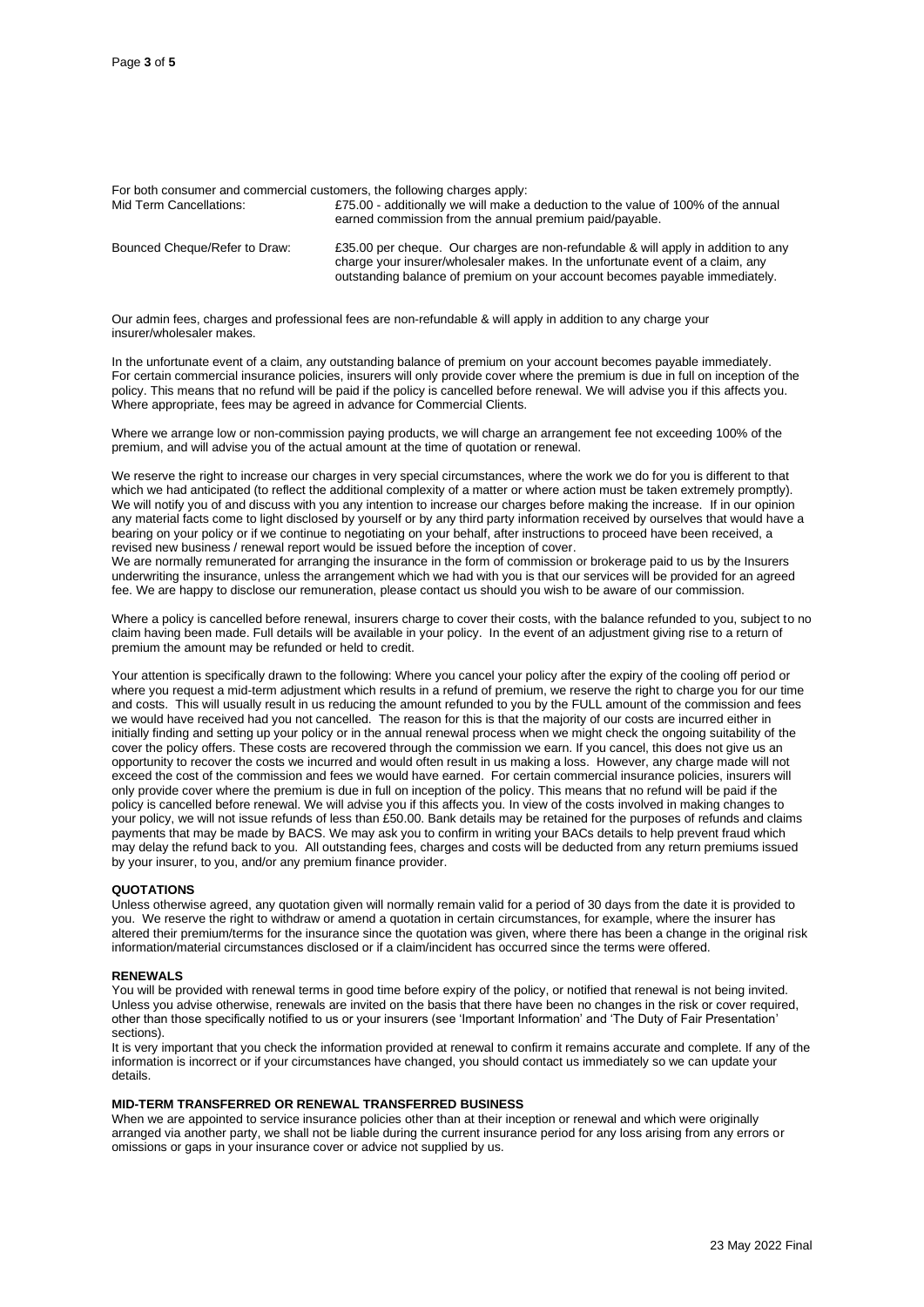For both consumer and commercial customers, the following charges apply:

| | |
|---|---|
| Mid Term Cancellations: | £75.00 - additionally we will make a deduction to the value of 100% of the annual earned commission from the annual premium paid/payable. |
| Bounced Cheque/Refer to Draw: | £35.00 per cheque. Our charges are non-refundable & will apply in addition to any charge your insurer/wholesaler makes. In the unfortunate event of a claim, any outstanding balance of premium on your account becomes payable immediately. |

Our admin fees, charges and professional fees are non-refundable & will apply in addition to any charge your insurer/wholesaler makes.

In the unfortunate event of a claim, any outstanding balance of premium on your account becomes payable immediately. For certain commercial insurance policies, insurers will only provide cover where the premium is due in full on inception of the policy. This means that no refund will be paid if the policy is cancelled before renewal. We will advise you if this affects you. Where appropriate, fees may be agreed in advance for Commercial Clients.

Where we arrange low or non-commission paying products, we will charge an arrangement fee not exceeding 100% of the premium, and will advise you of the actual amount at the time of quotation or renewal.

We reserve the right to increase our charges in very special circumstances, where the work we do for you is different to that which we had anticipated (to reflect the additional complexity of a matter or where action must be taken extremely promptly). We will notify you of and discuss with you any intention to increase our charges before making the increase. If in our opinion any material facts come to light disclosed by yourself or by any third party information received by ourselves that would have a bearing on your policy or if we continue to negotiating on your behalf, after instructions to proceed have been received, a revised new business / renewal report would be issued before the inception of cover.

We are normally remunerated for arranging the insurance in the form of commission or brokerage paid to us by the Insurers underwriting the insurance, unless the arrangement which we had with you is that our services will be provided for an agreed fee. We are happy to disclose our remuneration, please contact us should you wish to be aware of our commission.

Where a policy is cancelled before renewal, insurers charge to cover their costs, with the balance refunded to you, subject to no claim having been made. Full details will be available in your policy. In the event of an adjustment giving rise to a return of premium the amount may be refunded or held to credit.

Your attention is specifically drawn to the following: Where you cancel your policy after the expiry of the cooling off period or where you request a mid-term adjustment which results in a refund of premium, we reserve the right to charge you for our time and costs. This will usually result in us reducing the amount refunded to you by the FULL amount of the commission and fees we would have received had you not cancelled. The reason for this is that the majority of our costs are incurred either in initially finding and setting up your policy or in the annual renewal process when we might check the ongoing suitability of the cover the policy offers. These costs are recovered through the commission we earn. If you cancel, this does not give us an opportunity to recover the costs we incurred and would often result in us making a loss. However, any charge made will not exceed the cost of the commission and fees we would have earned. For certain commercial insurance policies, insurers will only provide cover where the premium is due in full on inception of the policy. This means that no refund will be paid if the policy is cancelled before renewal. We will advise you if this affects you. In view of the costs involved in making changes to your policy, we will not issue refunds of less than £50.00. Bank details may be retained for the purposes of refunds and claims payments that may be made by BACS. We may ask you to confirm in writing your BACs details to help prevent fraud which may delay the refund back to you. All outstanding fees, charges and costs will be deducted from any return premiums issued by your insurer, to you, and/or any premium finance provider.

**QUOTATIONS**

Unless otherwise agreed, any quotation given will normally remain valid for a period of 30 days from the date it is provided to you. We reserve the right to withdraw or amend a quotation in certain circumstances, for example, where the insurer has altered their premium/terms for the insurance since the quotation was given, where there has been a change in the original risk information/material circumstances disclosed or if a claim/incident has occurred since the terms were offered.

**RENEWALS**

You will be provided with renewal terms in good time before expiry of the policy, or notified that renewal is not being invited. Unless you advise otherwise, renewals are invited on the basis that there have been no changes in the risk or cover required, other than those specifically notified to us or your insurers (see 'Important Information' and 'The Duty of Fair Presentation' sections).

It is very important that you check the information provided at renewal to confirm it remains accurate and complete. If any of the information is incorrect or if your circumstances have changed, you should contact us immediately so we can update your details.

**MID-TERM TRANSFERRED OR RENEWAL TRANSFERRED BUSINESS**

When we are appointed to service insurance policies other than at their inception or renewal and which were originally arranged via another party, we shall not be liable during the current insurance period for any loss arising from any errors or omissions or gaps in your insurance cover or advice not supplied by us.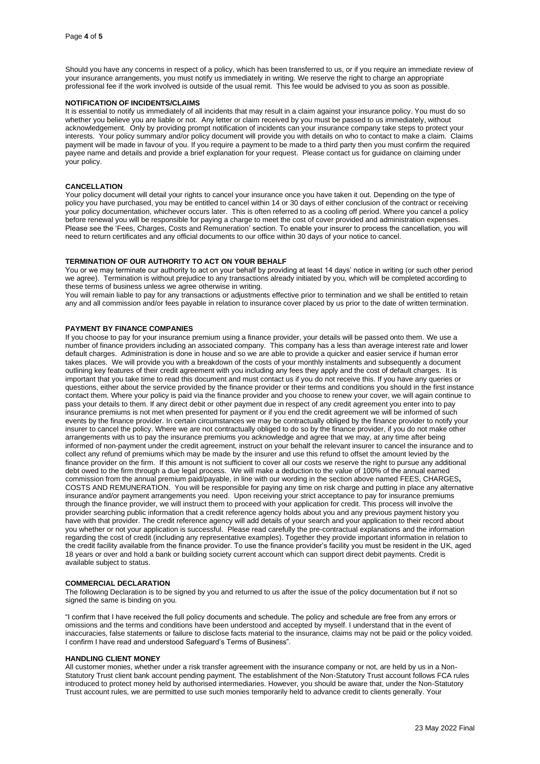Should you have any concerns in respect of a policy, which has been transferred to us, or if you require an immediate review of your insurance arrangements, you must notify us immediately in writing. We reserve the right to charge an appropriate professional fee if the work involved is outside of the usual remit. This fee would be advised to you as soon as possible.

## NOTIFICATION OF INCIDENTS/CLAIMS

It is essential to notify us immediately of all incidents that may result in a claim against your insurance policy. You must do so whether you believe you are liable or not. Any letter or claim received by you must be passed to us immediately, without acknowledgement. Only by providing prompt notification of incidents can your insurance company take steps to protect your interests. Your policy summary and/or policy document will provide you with details on who to contact to make a claim. Claims payment will be made in favour of you. If you require a payment to be made to a third party then you must confirm the required payee name and details and provide a brief explanation for your request. Please contact us for guidance on claiming under your policy.

## CANCELLATION

Your policy document will detail your rights to cancel your insurance once you have taken it out. Depending on the type of policy you have purchased, you may be entitled to cancel within 14 or 30 days of either conclusion of the contract or receiving your policy documentation, whichever occurs later. This is often referred to as a cooling off period. Where you cancel a policy before renewal you will be responsible for paying a charge to meet the cost of cover provided and administration expenses. Please see the 'Fees, Charges, Costs and Remuneration' section. To enable your insurer to process the cancellation, you will need to return certificates and any official documents to our office within 30 days of your notice to cancel.

## TERMINATION OF OUR AUTHORITY TO ACT ON YOUR BEHALF

You or we may terminate our authority to act on your behalf by providing at least 14 days' notice in writing (or such other period we agree). Termination is without prejudice to any transactions already initiated by you, which will be completed according to these terms of business unless we agree otherwise in writing.

You will remain liable to pay for any transactions or adjustments effective prior to termination and we shall be entitled to retain any and all commission and/or fees payable in relation to insurance cover placed by us prior to the date of written termination.

## PAYMENT BY FINANCE COMPANIES

If you choose to pay for your insurance premium using a finance provider, your details will be passed onto them. We use a number of finance providers including an associated company. This company has a less than average interest rate and lower default charges. Administration is done in house and so we are able to provide a quicker and easier service if human error takes places. We will provide you with a breakdown of the costs of your monthly instalments and subsequently a document outlining key features of their credit agreement with you including any fees they apply and the cost of default charges. It is important that you take time to read this document and must contact us if you do not receive this. If you have any queries or questions, either about the service provided by the finance provider or their terms and conditions you should in the first instance contact them. Where your policy is paid via the finance provider and you choose to renew your cover, we will again continue to pass your details to them. If any direct debit or other payment due in respect of any credit agreement you enter into to pay insurance premiums is not met when presented for payment or if you end the credit agreement we will be informed of such events by the finance provider. In certain circumstances we may be contractually obliged by the finance provider to notify your insurer to cancel the policy. Where we are not contractually obliged to do so by the finance provider, if you do not make other arrangements with us to pay the insurance premiums you acknowledge and agree that we may, at any time after being informed of non-payment under the credit agreement, instruct on your behalf the relevant insurer to cancel the insurance and to collect any refund of premiums which may be made by the insurer and use this refund to offset the amount levied by the finance provider on the firm. If this amount is not sufficient to cover all our costs we reserve the right to pursue any additional debt owed to the firm through a due legal process. We will make a deduction to the value of 100% of the annual earned commission from the annual premium paid/payable, in line with our wording in the section above named FEES, CHARGES**,** COSTS AND REMUNERATION. You will be responsible for paying any time on risk charge and putting in place any alternative insurance and/or payment arrangements you need. Upon receiving your strict acceptance to pay for insurance premiums through the finance provider, we will instruct them to proceed with your application for credit. This process will involve the provider searching public information that a credit reference agency holds about you and any previous payment history you have with that provider. The credit reference agency will add details of your search and your application to their record about you whether or not your application is successful. Please read carefully the pre-contractual explanations and the information regarding the cost of credit (including any representative examples). Together they provide important information in relation to the credit facility available from the finance provider. To use the finance provider's facility you must be resident in the UK, aged 18 years or over and hold a bank or building society current account which can support direct debit payments. Credit is available subject to status.

## COMMERCIAL DECLARATION

The following Declaration is to be signed by you and returned to us after the issue of the policy documentation but if not so signed the same is binding on you.

"I confirm that I have received the full policy documents and schedule. The policy and schedule are free from any errors or omissions and the terms and conditions have been understood and accepted by myself. I understand that in the event of inaccuracies, false statements or failure to disclose facts material to the insurance, claims may not be paid or the policy voided. I confirm I have read and understood Safeguard's Terms of Business".

## HANDLING CLIENT MONEY

All customer monies, whether under a risk transfer agreement with the insurance company or not, are held by us in a Non-Statutory Trust client bank account pending payment. The establishment of the Non-Statutory Trust account follows FCA rules introduced to protect money held by authorised intermediaries. However, you should be aware that, under the Non-Statutory Trust account rules, we are permitted to use such monies temporarily held to advance credit to clients generally. Your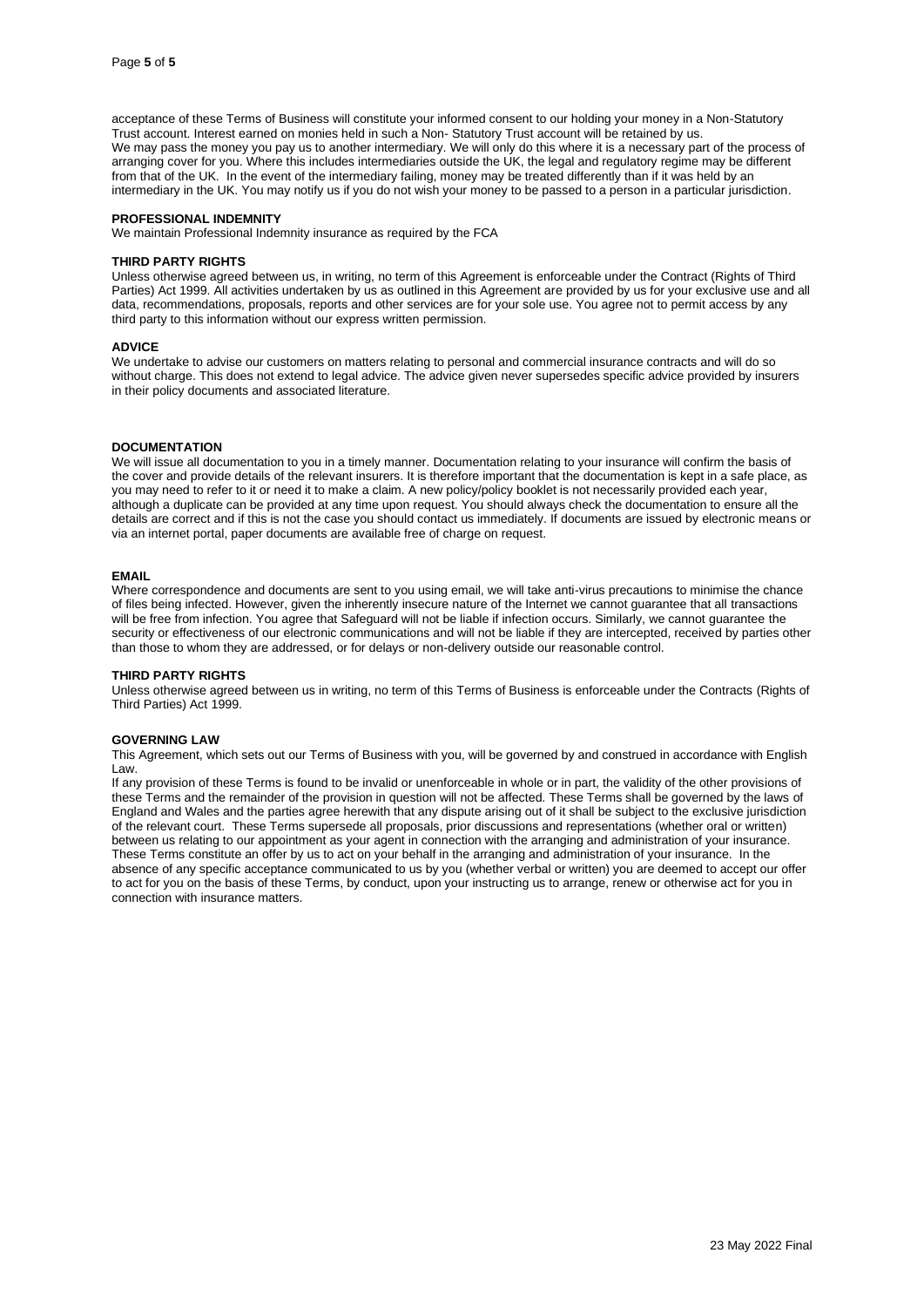acceptance of these Terms of Business will constitute your informed consent to our holding your money in a Non-Statutory Trust account. Interest earned on monies held in such a Non- Statutory Trust account will be retained by us.
We may pass the money you pay us to another intermediary. We will only do this where it is a necessary part of the process of arranging cover for you. Where this includes intermediaries outside the UK, the legal and regulatory regime may be different from that of the UK. In the event of the intermediary failing, money may be treated differently than if it was held by an intermediary in the UK. You may notify us if you do not wish your money to be passed to a person in a particular jurisdiction.

**PROFESSIONAL INDEMNITY**

We maintain Professional Indemnity insurance as required by the FCA

**THIRD PARTY RIGHTS**

Unless otherwise agreed between us, in writing, no term of this Agreement is enforceable under the Contract (Rights of Third Parties) Act 1999. All activities undertaken by us as outlined in this Agreement are provided by us for your exclusive use and all data, recommendations, proposals, reports and other services are for your sole use. You agree not to permit access by any third party to this information without our express written permission.

**ADVICE**

We undertake to advise our customers on matters relating to personal and commercial insurance contracts and will do so without charge. This does not extend to legal advice. The advice given never supersedes specific advice provided by insurers in their policy documents and associated literature.

**DOCUMENTATION**

We will issue all documentation to you in a timely manner. Documentation relating to your insurance will confirm the basis of the cover and provide details of the relevant insurers. It is therefore important that the documentation is kept in a safe place, as you may need to refer to it or need it to make a claim. A new policy/policy booklet is not necessarily provided each year, although a duplicate can be provided at any time upon request. You should always check the documentation to ensure all the details are correct and if this is not the case you should contact us immediately. If documents are issued by electronic means or via an internet portal, paper documents are available free of charge on request.

**EMAIL**

Where correspondence and documents are sent to you using email, we will take anti-virus precautions to minimise the chance of files being infected. However, given the inherently insecure nature of the Internet we cannot guarantee that all transactions will be free from infection. You agree that Safeguard will not be liable if infection occurs. Similarly, we cannot guarantee the security or effectiveness of our electronic communications and will not be liable if they are intercepted, received by parties other than those to whom they are addressed, or for delays or non-delivery outside our reasonable control.

**THIRD PARTY RIGHTS**

Unless otherwise agreed between us in writing, no term of this Terms of Business is enforceable under the Contracts (Rights of Third Parties) Act 1999.

**GOVERNING LAW**

This Agreement, which sets out our Terms of Business with you, will be governed by and construed in accordance with English Law.
If any provision of these Terms is found to be invalid or unenforceable in whole or in part, the validity of the other provisions of these Terms and the remainder of the provision in question will not be affected. These Terms shall be governed by the laws of England and Wales and the parties agree herewith that any dispute arising out of it shall be subject to the exclusive jurisdiction of the relevant court. These Terms supersede all proposals, prior discussions and representations (whether oral or written) between us relating to our appointment as your agent in connection with the arranging and administration of your insurance. These Terms constitute an offer by us to act on your behalf in the arranging and administration of your insurance. In the absence of any specific acceptance communicated to us by you (whether verbal or written) you are deemed to accept our offer to act for you on the basis of these Terms, by conduct, upon your instructing us to arrange, renew or otherwise act for you in connection with insurance matters.

23 May 2022 Final